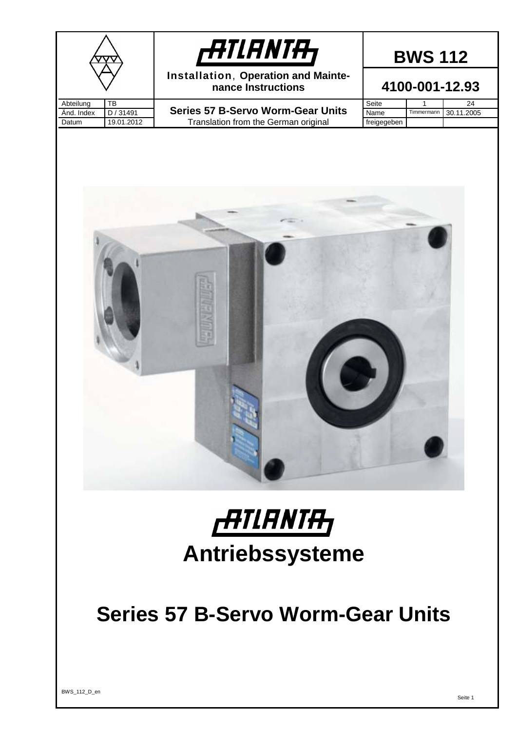| | ATLANTA | BWS 112 |
|---|---|---|
| | **Installation, Operation and Maintenance Instructions** | **4100-001-12.93** |

| Abteilung | TB | **Series 57 B-Servo Worm-Gear Units** | Seite | 1 | 24 |
|---|---|---|---|---|---|
| Änd. Index | D / 31491 | | Name | Timmermann | 30.11.2005 |
| Datum | 19.01.2012 | Translation from the German original | freigegeben | | |

# ATLANTA

## Antriebssysteme

# Series 57 B-Servo Worm-Gear Units

BWS_112_D_en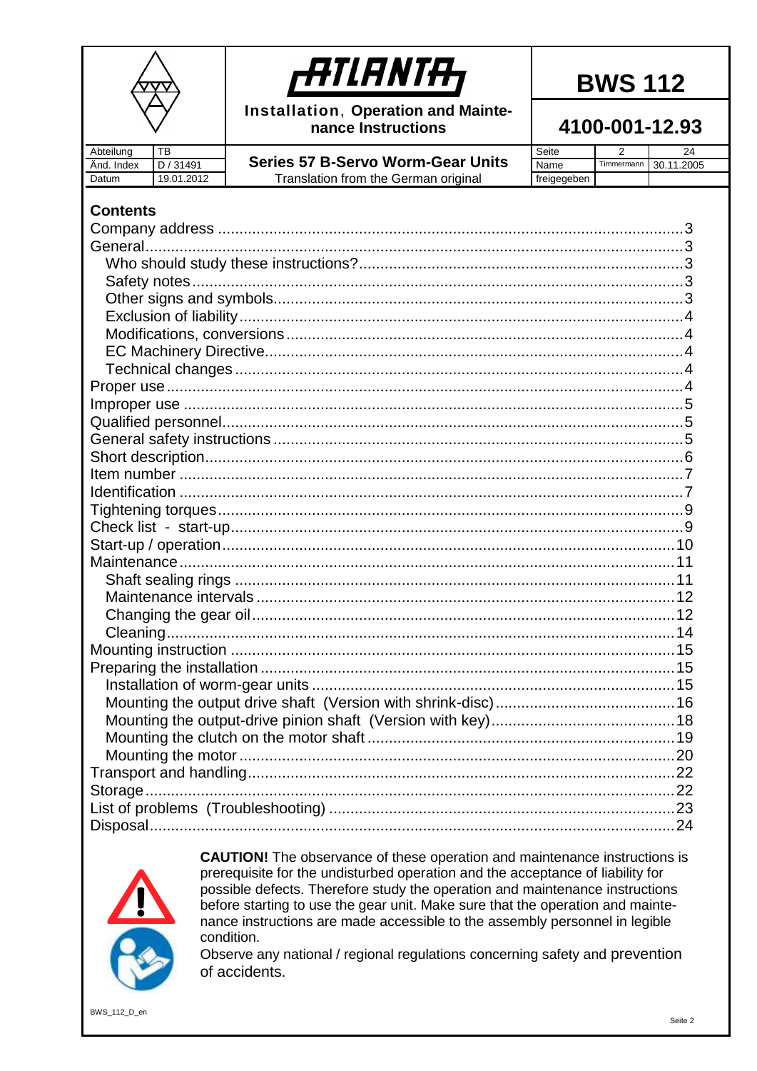## Contents

- Company address ............ 3
- General ............ 3
  - Who should study these instructions? ............ 3
  - Safety notes ............ 3
  - Other signs and symbols ............ 3
  - Exclusion of liability ............ 4
  - Modifications, conversions ............ 4
  - EC Machinery Directive ............ 4
  - Technical changes ............ 4
- Proper use ............ 4
- Improper use ............ 5
- Qualified personnel ............ 5
- General safety instructions ............ 5
- Short description ............ 6
- Item number ............ 7
- Identification ............ 7
- Tightening torques ............ 9
- Check list - start-up ............ 9
- Start-up / operation ............ 10
- Maintenance ............ 11
  - Shaft sealing rings ............ 11
  - Maintenance intervals ............ 12
  - Changing the gear oil ............ 12
  - Cleaning ............ 14
- Mounting instruction ............ 15
- Preparing the installation ............ 15
  - Installation of worm-gear units ............ 15
  - Mounting the output drive shaft (Version with shrink-disc) ............ 16
  - Mounting the output-drive pinion shaft (Version with key) ............ 18
  - Mounting the clutch on the motor shaft ............ 19
  - Mounting the motor ............ 20
- Transport and handling ............ 22
- Storage ............ 22
- List of problems (Troubleshooting) ............ 23
- Disposal ............ 24

**CAUTION!** The observance of these operation and maintenance instructions is prerequisite for the undisturbed operation and the acceptance of liability for possible defects. Therefore study the operation and maintenance instructions before starting to use the gear unit. Make sure that the operation and maintenance instructions are made accessible to the assembly personnel in legible condition.

Observe any national / regional regulations concerning safety and prevention of accidents.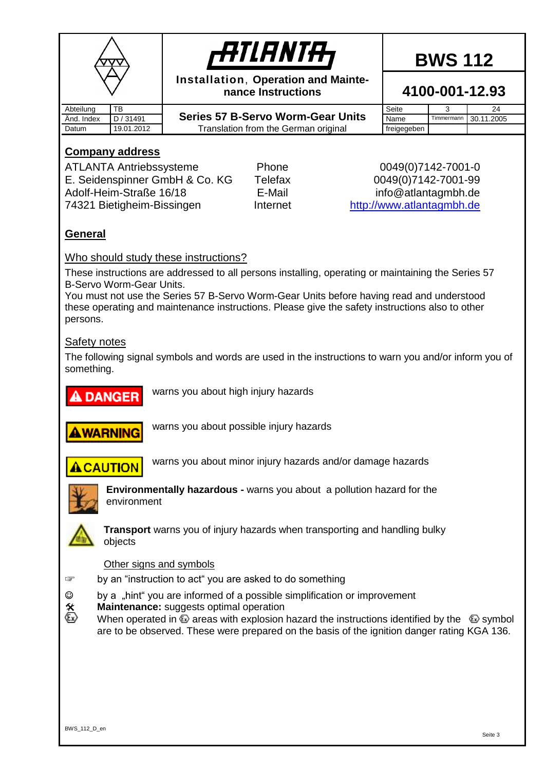| | ATLANTA Installation, Operation and Maintenance Instructions | BWS 112 | | |
|---|---|---|---|---|
| | | 4100-001-12.93 | | |
| Abteilung: TB | Series 57 B-Servo Worm-Gear Units | Seite | 3 | 24 |
| Änd. Index: D / 31491 | | Name | Timmermann | 30.11.2005 |
| Datum: 19.01.2012 | Translation from the German original | freigegeben | | |

## Company address

| | | |
|---|---|---|
| ATLANTA Antriebssysteme | Phone | 0049(0)7142-7001-0 |
| E. Seidenspinner GmbH & Co. KG | Telefax | 0049(0)7142-7001-99 |
| Adolf-Heim-Straße 16/18 | E-Mail | info@atlantagmbh.de |
| 74321 Bietigheim-Bissingen | Internet | http://www.atlantagmbh.de |

## General

### Who should study these instructions?

These instructions are addressed to all persons installing, operating or maintaining the Series 57 B-Servo Worm-Gear Units.
You must not use the Series 57 B-Servo Worm-Gear Units before having read and understood these operating and maintenance instructions. Please give the safety instructions also to other persons.

### Safety notes

The following signal symbols and words are used in the instructions to warn you and/or inform you of something.

**DANGER** warns you about high injury hazards

**WARNING** warns you about possible injury hazards

**CAUTION** warns you about minor injury hazards and/or damage hazards

**Environmentally hazardous -** warns you about a pollution hazard for the environment

**Transport** warns you of injury hazards when transporting and handling bulky objects

Other signs and symbols

☞ by an "instruction to act" you are asked to do something

☺ by a „hint" you are informed of a possible simplification or improvement

🛠 **Maintenance:** suggests optimal operation

Ex When operated in Ex areas with explosion hazard the instructions identified by the Ex symbol are to be observed. These were prepared on the basis of the ignition danger rating KGA 136.

BWS_112_D_en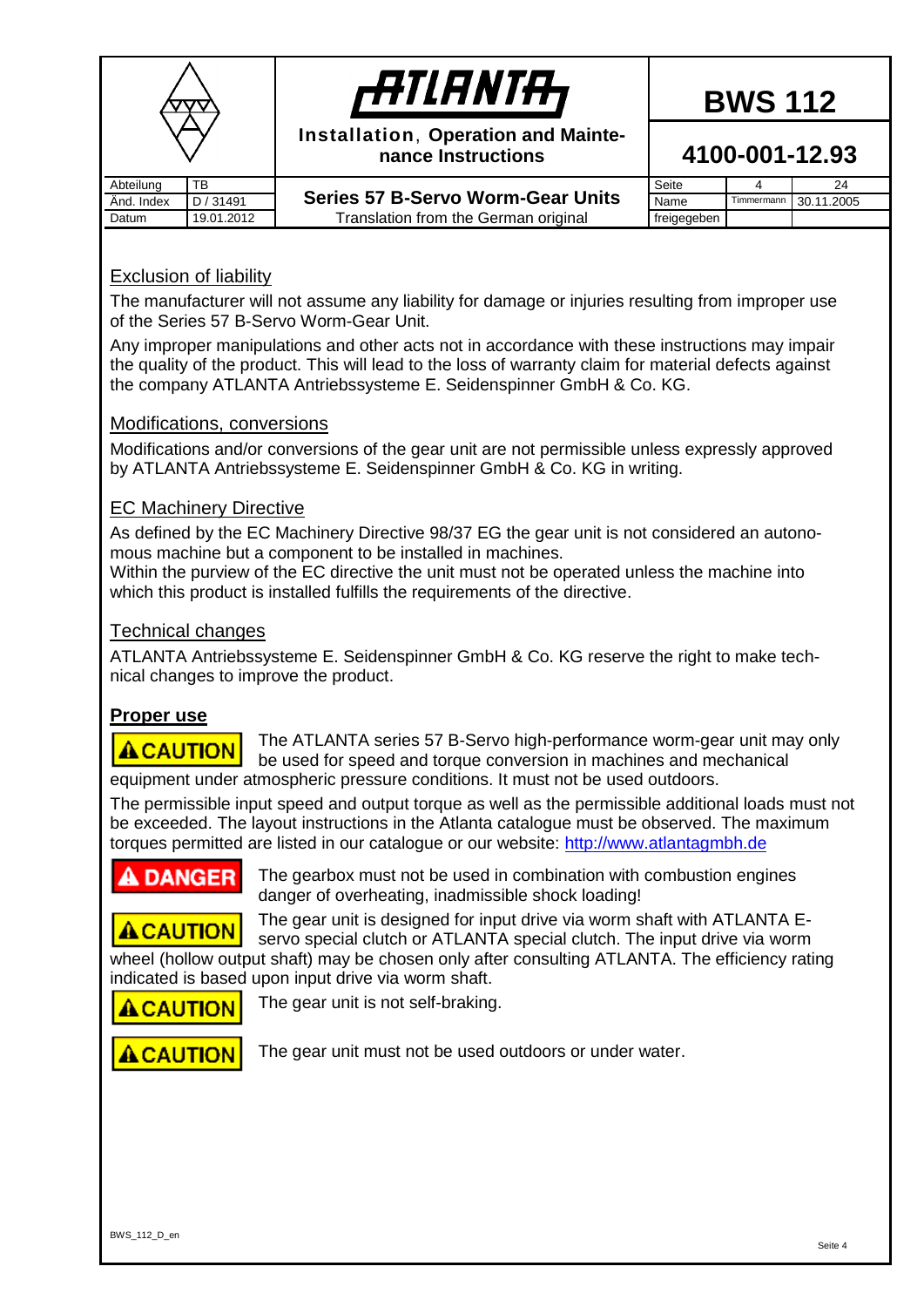## Exclusion of liability

The manufacturer will not assume any liability for damage or injuries resulting from improper use of the Series 57 B-Servo Worm-Gear Unit.

Any improper manipulations and other acts not in accordance with these instructions may impair the quality of the product. This will lead to the loss of warranty claim for material defects against the company ATLANTA Antriebssysteme E. Seidenspinner GmbH & Co. KG.

## Modifications, conversions

Modifications and/or conversions of the gear unit are not permissible unless expressly approved by ATLANTA Antriebssysteme E. Seidenspinner GmbH & Co. KG in writing.

## EC Machinery Directive

As defined by the EC Machinery Directive 98/37 EG the gear unit is not considered an autonomous machine but a component to be installed in machines.
Within the purview of the EC directive the unit must not be operated unless the machine into which this product is installed fulfills the requirements of the directive.

## Technical changes

ATLANTA Antriebssysteme E. Seidenspinner GmbH & Co. KG reserve the right to make technical changes to improve the product.

## **Proper use**

**⚠ CAUTION** The ATLANTA series 57 B-Servo high-performance worm-gear unit may only be used for speed and torque conversion in machines and mechanical equipment under atmospheric pressure conditions. It must not be used outdoors.

The permissible input speed and output torque as well as the permissible additional loads must not be exceeded. The layout instructions in the Atlanta catalogue must be observed. The maximum torques permitted are listed in our catalogue or our website: http://www.atlantagmbh.de

**⚠ DANGER** The gearbox must not be used in combination with combustion engines danger of overheating, inadmissible shock loading!

**⚠ CAUTION** The gear unit is designed for input drive via worm shaft with ATLANTA E-servo special clutch or ATLANTA special clutch. The input drive via worm wheel (hollow output shaft) may be chosen only after consulting ATLANTA. The efficiency rating indicated is based upon input drive via worm shaft.

**⚠ CAUTION** The gear unit is not self-braking.

**⚠ CAUTION** The gear unit must not be used outdoors or under water.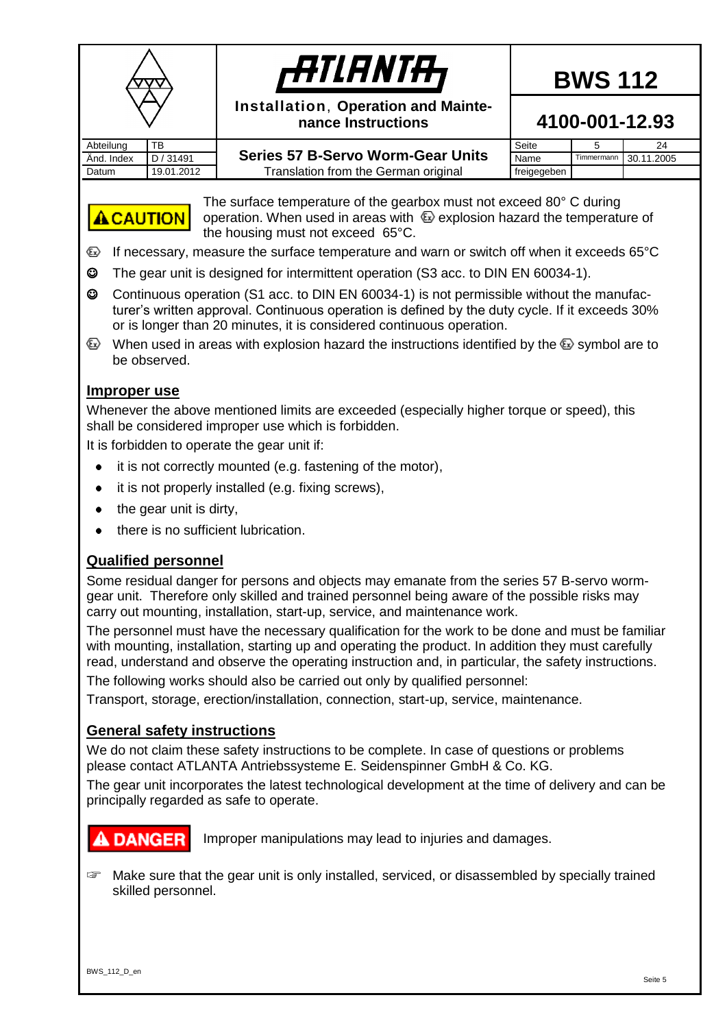**⚠ CAUTION** The surface temperature of the gearbox must not exceed 80° C during operation. When used in areas with ⟨Ex⟩ explosion hazard the temperature of the housing must not exceed 65°C.

- ⟨Ex⟩ If necessary, measure the surface temperature and warn or switch off when it exceeds 65°C
- ☺ The gear unit is designed for intermittent operation (S3 acc. to DIN EN 60034-1).
- ☺ Continuous operation (S1 acc. to DIN EN 60034-1) is not permissible without the manufacturer's written approval. Continuous operation is defined by the duty cycle. If it exceeds 30% or is longer than 20 minutes, it is considered continuous operation.
- ⟨Ex⟩ When used in areas with explosion hazard the instructions identified by the ⟨Ex⟩ symbol are to be observed.

## Improper use

Whenever the above mentioned limits are exceeded (especially higher torque or speed), this shall be considered improper use which is forbidden.

It is forbidden to operate the gear unit if:

- it is not correctly mounted (e.g. fastening of the motor),
- it is not properly installed (e.g. fixing screws),
- the gear unit is dirty,
- there is no sufficient lubrication.

## Qualified personnel

Some residual danger for persons and objects may emanate from the series 57 B-servo worm-gear unit. Therefore only skilled and trained personnel being aware of the possible risks may carry out mounting, installation, start-up, service, and maintenance work.

The personnel must have the necessary qualification for the work to be done and must be familiar with mounting, installation, starting up and operating the product. In addition they must carefully read, understand and observe the operating instruction and, in particular, the safety instructions.

The following works should also be carried out only by qualified personnel:

Transport, storage, erection/installation, connection, start-up, service, maintenance.

## General safety instructions

We do not claim these safety instructions to be complete. In case of questions or problems please contact ATLANTA Antriebssysteme E. Seidenspinner GmbH & Co. KG.

The gear unit incorporates the latest technological development at the time of delivery and can be principally regarded as safe to operate.

**⚠ DANGER** Improper manipulations may lead to injuries and damages.

☞ Make sure that the gear unit is only installed, serviced, or disassembled by specially trained skilled personnel.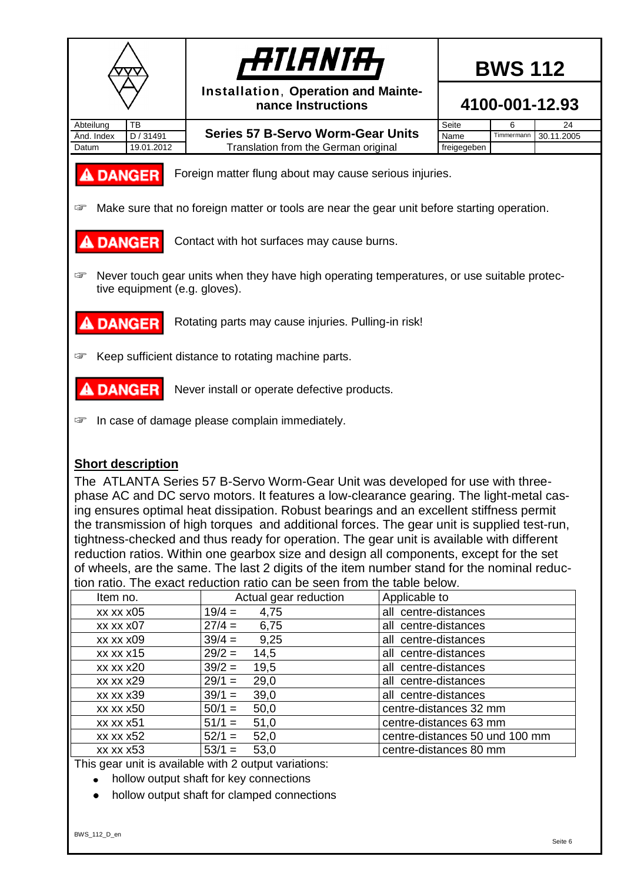**⚠ DANGER** Foreign matter flung about may cause serious injuries.

☞ Make sure that no foreign matter or tools are near the gear unit before starting operation.

**⚠ DANGER** Contact with hot surfaces may cause burns.

☞ Never touch gear units when they have high operating temperatures, or use suitable protective equipment (e.g. gloves).

**⚠ DANGER** Rotating parts may cause injuries. Pulling-in risk!

☞ Keep sufficient distance to rotating machine parts.

**⚠ DANGER** Never install or operate defective products.

☞ In case of damage please complain immediately.

## Short description

The ATLANTA Series 57 B-Servo Worm-Gear Unit was developed for use with three-phase AC and DC servo motors. It features a low-clearance gearing. The light-metal casing ensures optimal heat dissipation. Robust bearings and an excellent stiffness permit the transmission of high torques and additional forces. The gear unit is supplied test-run, tightness-checked and thus ready for operation. The gear unit is available with different reduction ratios. Within one gearbox size and design all components, except for the set of wheels, are the same. The last 2 digits of the item number stand for the nominal reduction ratio. The exact reduction ratio can be seen from the table below.

| Item no. | Actual gear reduction | Applicable to |
|---|---|---|
| xx xx x05 | 19/4 = 4,75 | all centre-distances |
| xx xx x07 | 27/4 = 6,75 | all centre-distances |
| xx xx x09 | 39/4 = 9,25 | all centre-distances |
| xx xx x15 | 29/2 = 14,5 | all centre-distances |
| xx xx x20 | 39/2 = 19,5 | all centre-distances |
| xx xx x29 | 29/1 = 29,0 | all centre-distances |
| xx xx x39 | 39/1 = 39,0 | all centre-distances |
| xx xx x50 | 50/1 = 50,0 | centre-distances 32 mm |
| xx xx x51 | 51/1 = 51,0 | centre-distances 63 mm |
| xx xx x52 | 52/1 = 52,0 | centre-distances 50 und 100 mm |
| xx xx x53 | 53/1 = 53,0 | centre-distances 80 mm |

This gear unit is available with 2 output variations:

- hollow output shaft for key connections
- hollow output shaft for clamped connections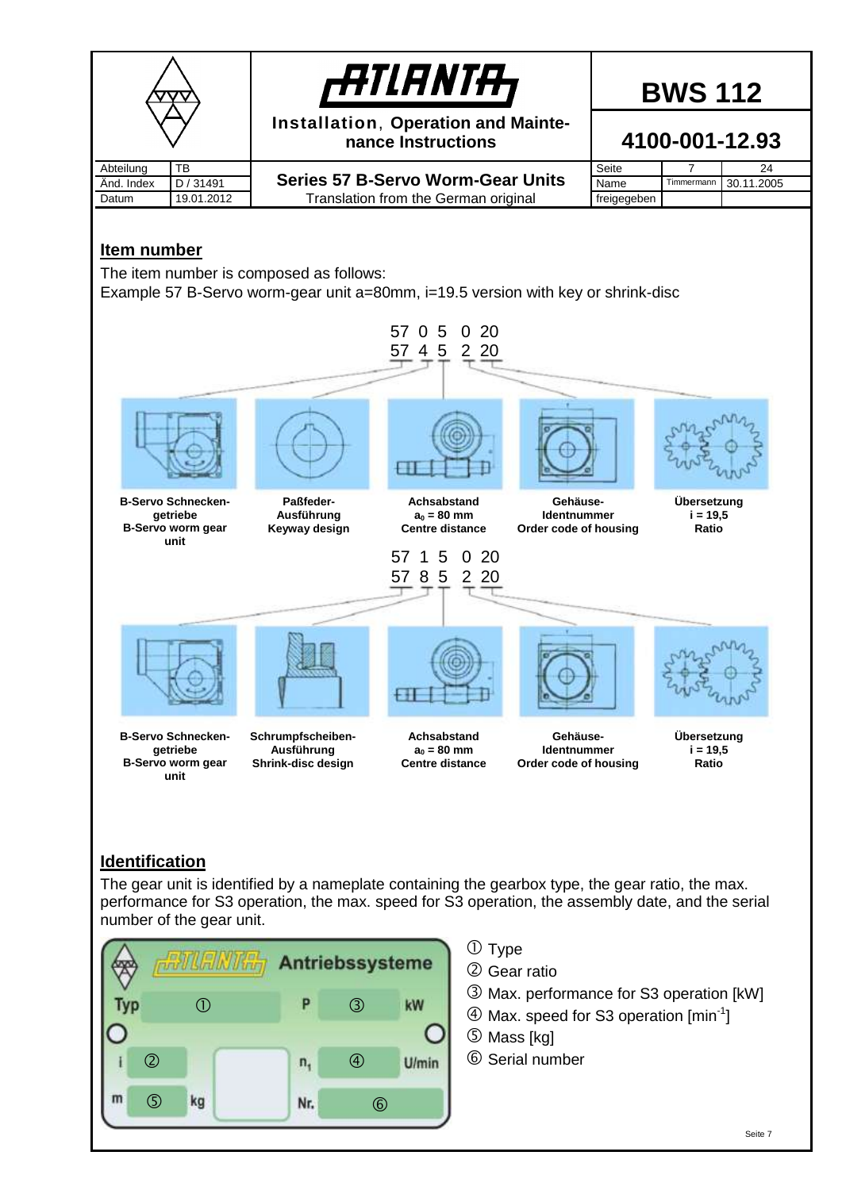## Item number

The item number is composed as follows:
Example 57 B-Servo worm-gear unit a=80mm, i=19.5 version with key or shrink-disc

57 0 5 0 20
57 4 5 2 20

| B-Servo Schnecken-getriebe B-Servo worm gear unit | Paßfeder-Ausführung Keyway design | Achsabstand $a_0$ = 80 mm Centre distance | Gehäuse-Identnummer Order code of housing | Übersetzung i = 19,5 Ratio |
|---|---|---|---|---|

57 1 5 0 20
57 8 5 2 20

| B-Servo Schnecken-getriebe B-Servo worm gear unit | Schrumpfscheiben-Ausführung Shrink-disc design | Achsabstand $a_0$ = 80 mm Centre distance | Gehäuse-Identnummer Order code of housing | Übersetzung i = 19,5 Ratio |
|---|---|---|---|---|

## Identification

The gear unit is identified by a nameplate containing the gearbox type, the gear ratio, the max. performance for S3 operation, the max. speed for S3 operation, the assembly date, and the serial number of the gear unit.

ATLANTA Antriebssysteme

| Typ | ① | P | ③ | kW |
|---|---|---|---|---|
| i | ② | $n_1$ | ④ | U/min |
| m | ⑤ kg | Nr. | ⑥ | |

① Type
② Gear ratio
③ Max. performance for S3 operation [kW]
④ Max. speed for S3 operation [$min^{-1}$]
⑤ Mass [kg]
⑥ Serial number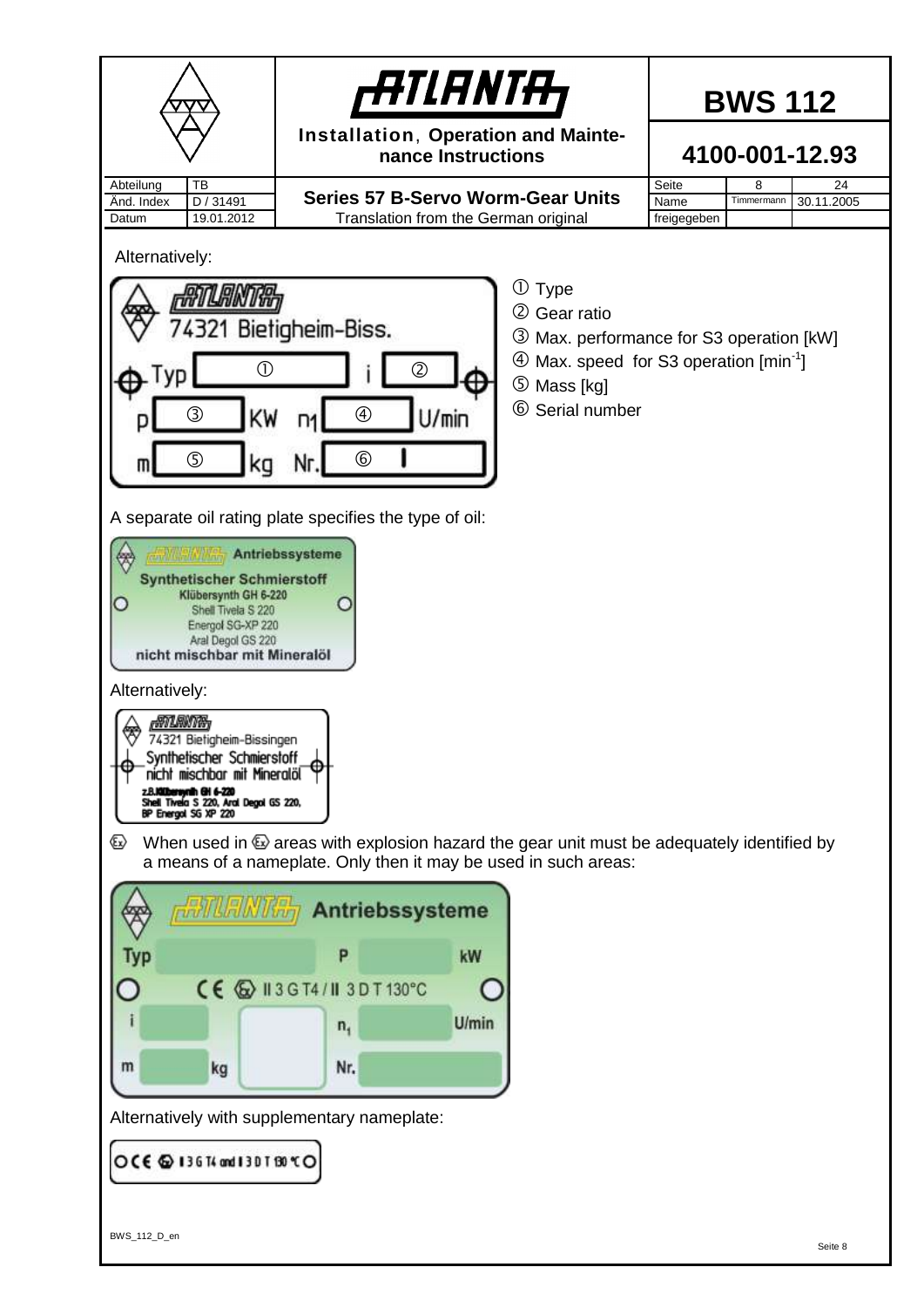Alternatively:

Typ ① i ②
p ③ KW n1 ④ U/min
m ⑤ kg Nr. ⑥

① Type
② Gear ratio
③ Max. performance for S3 operation [kW]
④ Max. speed for S3 operation [min$^{-1}$]
⑤ Mass [kg]
⑥ Serial number

A separate oil rating plate specifies the type of oil:

ATLANTA Antriebssysteme
Synthetischer Schmierstoff
Klübersynth GH 6-220
Shell Tivela S 220
Energol SG-XP 220
Aral Degol GS 220
nicht mischbar mit Mineralöl

Alternatively:

ATLANTA
74321 Bietigheim-Bissingen
Synthetischer Schmierstoff
nicht mischbar mit Mineralöl
z.B.Klübersynth GH 6-220
Shell Tivela S 220, Aral Degol GS 220,
BP Energol SG XP 220

When used in Ex areas with explosion hazard the gear unit must be adequately identified by a means of a nameplate. Only then it may be used in such areas:

ATLANTA Antriebssysteme
Typ P kW
CE Ex II 3 G T4 / II 3 D T 130°C
i n1 U/min
m kg Nr.

Alternatively with supplementary nameplate:

CE Ex II 3 G T4 and II 3 D T 130 °C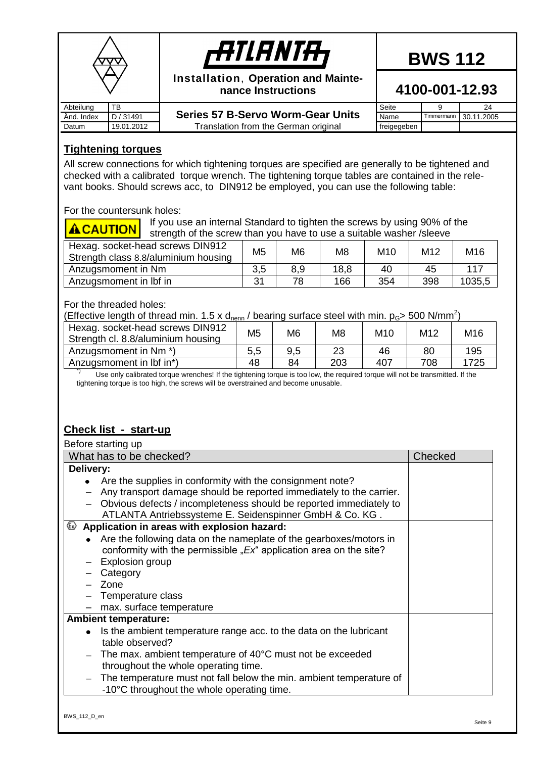## Tightening torques

All screw connections for which tightening torques are specified are generally to be tightened and checked with a calibrated torque wrench. The tightening torque tables are contained in the relevant books. Should screws acc, to DIN912 be employed, you can use the following table:

For the countersunk holes:

**CAUTION** If you use an internal Standard to tighten the screws by using 90% of the strength of the screw than you have to use a suitable washer /sleeve

| Hexag. socket-head screws DIN912 Strength class 8.8/aluminium housing | M5 | M6 | M8 | M10 | M12 | M16 |
|---|---|---|---|---|---|---|
| Anzugsmoment in Nm | 3,5 | 8,9 | 18,8 | 40 | 45 | 117 |
| Anzugsmoment in lbf in | 31 | 78 | 166 | 354 | 398 | 1035,5 |

For the threaded holes:

(Effective length of thread min. 1.5 x $d_{nenn}$ / bearing surface steel with min. $p_G$> 500 N/mm$^2$)

| Hexag. socket-head screws DIN912 Strength cl. 8.8/aluminium housing | M5 | M6 | M8 | M10 | M12 | M16 |
|---|---|---|---|---|---|---|
| Anzugsmoment in Nm *) | 5,5 | 9,5 | 23 | 46 | 80 | 195 |
| Anzugsmoment in lbf in*) | 48 | 84 | 203 | 407 | 708 | 1725 |

*) Use only calibrated torque wrenches! If the tightening torque is too low, the required torque will not be transmitted. If the tightening torque is too high, the screws will be overstrained and become unusable.

## Check list - start-up

Before starting up

| What has to be checked? | Checked |
|---|---|
| **Delivery:**<br>• Are the supplies in conformity with the consignment note?<br>– Any transport damage should be reported immediately to the carrier.<br>– Obvious defects / incompleteness should be reported immediately to ATLANTA Antriebssysteme E. Seidenspinner GmbH & Co. KG . | |
| **Application in areas with explosion hazard:**<br>• Are the following data on the nameplate of the gearboxes/motors in conformity with the permissible „*Ex*“ application area on the site?<br>– Explosion group<br>– Category<br>– Zone<br>– Temperature class<br>– max. surface temperature | |
| **Ambient temperature:**<br>• Is the ambient temperature range acc. to the data on the lubricant table observed?<br>– The max. ambient temperature of 40°C must not be exceeded throughout the whole operating time.<br>– The temperature must not fall below the min. ambient temperature of -10°C throughout the whole operating time. | |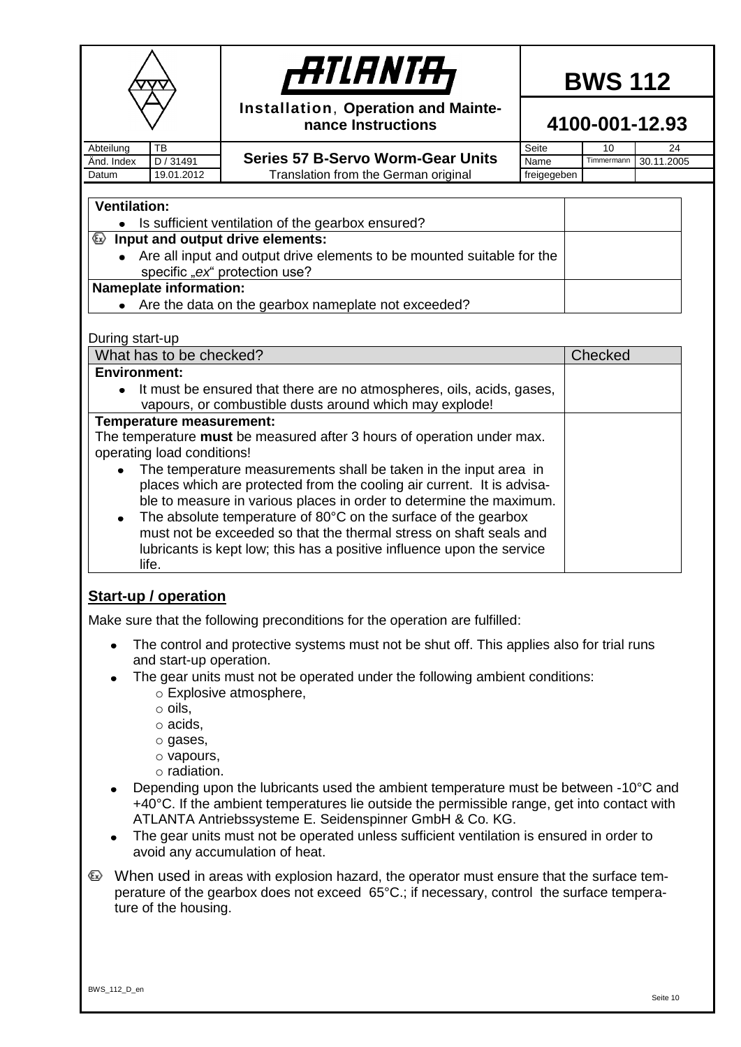| | |
|---|---|
| **Ventilation:**<br>• Is sufficient ventilation of the gearbox ensured? | |
| Ex **Input and output drive elements:**<br>• Are all input and output drive elements to be mounted suitable for the specific „ex“ protection use? | |
| **Nameplate information:**<br>• Are the data on the gearbox nameplate not exceeded? | |

During start-up

| What has to be checked? | Checked |
|---|---|
| **Environment:**<br>• It must be ensured that there are no atmospheres, oils, acids, gases, vapours, or combustible dusts around which may explode! | |
| **Temperature measurement:**<br>The temperature **must** be measured after 3 hours of operation under max. operating load conditions!<br>• The temperature measurements shall be taken in the input area in places which are protected from the cooling air current. It is advisable to measure in various places in order to determine the maximum.<br>• The absolute temperature of 80°C on the surface of the gearbox must not be exceeded so that the thermal stress on shaft seals and lubricants is kept low; this has a positive influence upon the service life. | |

## Start-up / operation

Make sure that the following preconditions for the operation are fulfilled:

- The control and protective systems must not be shut off. This applies also for trial runs and start-up operation.
- The gear units must not be operated under the following ambient conditions:
  - Explosive atmosphere,
  - oils,
  - acids,
  - gases,
  - vapours,
  - radiation.
- Depending upon the lubricants used the ambient temperature must be between -10°C and +40°C. If the ambient temperatures lie outside the permissible range, get into contact with ATLANTA Antriebssysteme E. Seidenspinner GmbH & Co. KG.
- The gear units must not be operated unless sufficient ventilation is ensured in order to avoid any accumulation of heat.

Ex When used in areas with explosion hazard, the operator must ensure that the surface temperature of the gearbox does not exceed 65°C.; if necessary, control the surface temperature of the housing.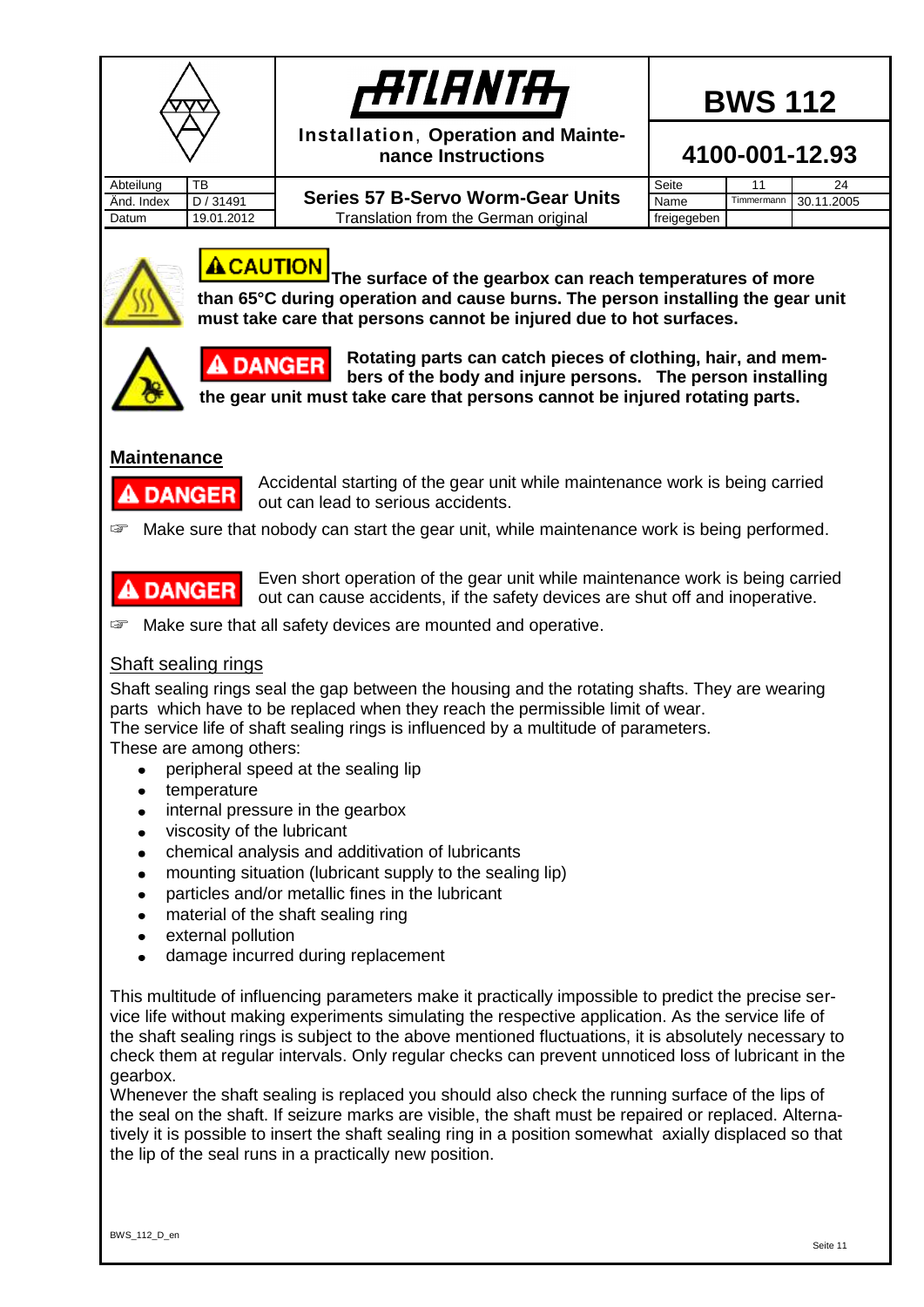**⚠CAUTION** **The surface of the gearbox can reach temperatures of more than 65°C during operation and cause burns. The person installing the gear unit must take care that persons cannot be injured due to hot surfaces.**

**⚠ DANGER** **Rotating parts can catch pieces of clothing, hair, and members of the body and injure persons. The person installing the gear unit must take care that persons cannot be injured rotating parts.**

## Maintenance

**⚠ DANGER** Accidental starting of the gear unit while maintenance work is being carried out can lead to serious accidents.

☞ Make sure that nobody can start the gear unit, while maintenance work is being performed.

**⚠ DANGER** Even short operation of the gear unit while maintenance work is being carried out can cause accidents, if the safety devices are shut off and inoperative.

☞ Make sure that all safety devices are mounted and operative.

### Shaft sealing rings

Shaft sealing rings seal the gap between the housing and the rotating shafts. They are wearing parts which have to be replaced when they reach the permissible limit of wear.
The service life of shaft sealing rings is influenced by a multitude of parameters.
These are among others:

- peripheral speed at the sealing lip
- temperature
- internal pressure in the gearbox
- viscosity of the lubricant
- chemical analysis and additivation of lubricants
- mounting situation (lubricant supply to the sealing lip)
- particles and/or metallic fines in the lubricant
- material of the shaft sealing ring
- external pollution
- damage incurred during replacement

This multitude of influencing parameters make it practically impossible to predict the precise service life without making experiments simulating the respective application. As the service life of the shaft sealing rings is subject to the above mentioned fluctuations, it is absolutely necessary to check them at regular intervals. Only regular checks can prevent unnoticed loss of lubricant in the gearbox.
Whenever the shaft sealing is replaced you should also check the running surface of the lips of the seal on the shaft. If seizure marks are visible, the shaft must be repaired or replaced. Alternatively it is possible to insert the shaft sealing ring in a position somewhat axially displaced so that the lip of the seal runs in a practically new position.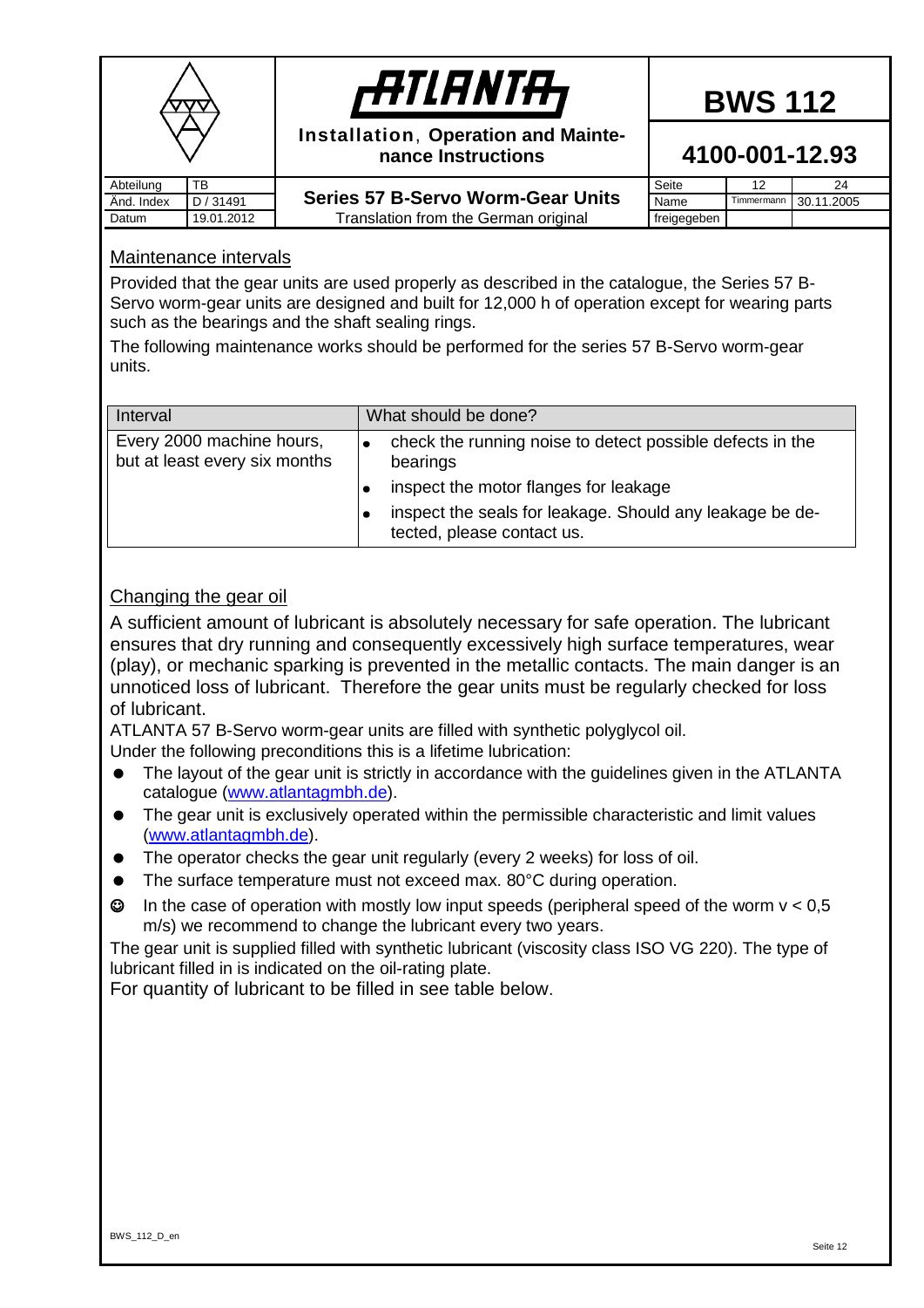## Maintenance intervals

Provided that the gear units are used properly as described in the catalogue, the Series 57 B-Servo worm-gear units are designed and built for 12,000 h of operation except for wearing parts such as the bearings and the shaft sealing rings.

The following maintenance works should be performed for the series 57 B-Servo worm-gear units.

| Interval | What should be done? |
|---|---|
| Every 2000 machine hours, but at least every six months | • check the running noise to detect possible defects in the bearings<br>• inspect the motor flanges for leakage<br>• inspect the seals for leakage. Should any leakage be detected, please contact us. |

## Changing the gear oil

A sufficient amount of lubricant is absolutely necessary for safe operation. The lubricant ensures that dry running and consequently excessively high surface temperatures, wear (play), or mechanic sparking is prevented in the metallic contacts. The main danger is an unnoticed loss of lubricant. Therefore the gear units must be regularly checked for loss of lubricant.

ATLANTA 57 B-Servo worm-gear units are filled with synthetic polyglycol oil.

Under the following preconditions this is a lifetime lubrication:

- The layout of the gear unit is strictly in accordance with the guidelines given in the ATLANTA catalogue (www.atlantagmbh.de).
- The gear unit is exclusively operated within the permissible characteristic and limit values (www.atlantagmbh.de).
- The operator checks the gear unit regularly (every 2 weeks) for loss of oil.
- The surface temperature must not exceed max. 80°C during operation.
- ☺ In the case of operation with mostly low input speeds (peripheral speed of the worm $v < 0,5$ m/s) we recommend to change the lubricant every two years.

The gear unit is supplied filled with synthetic lubricant (viscosity class ISO VG 220). The type of lubricant filled in is indicated on the oil-rating plate.

For quantity of lubricant to be filled in see table below.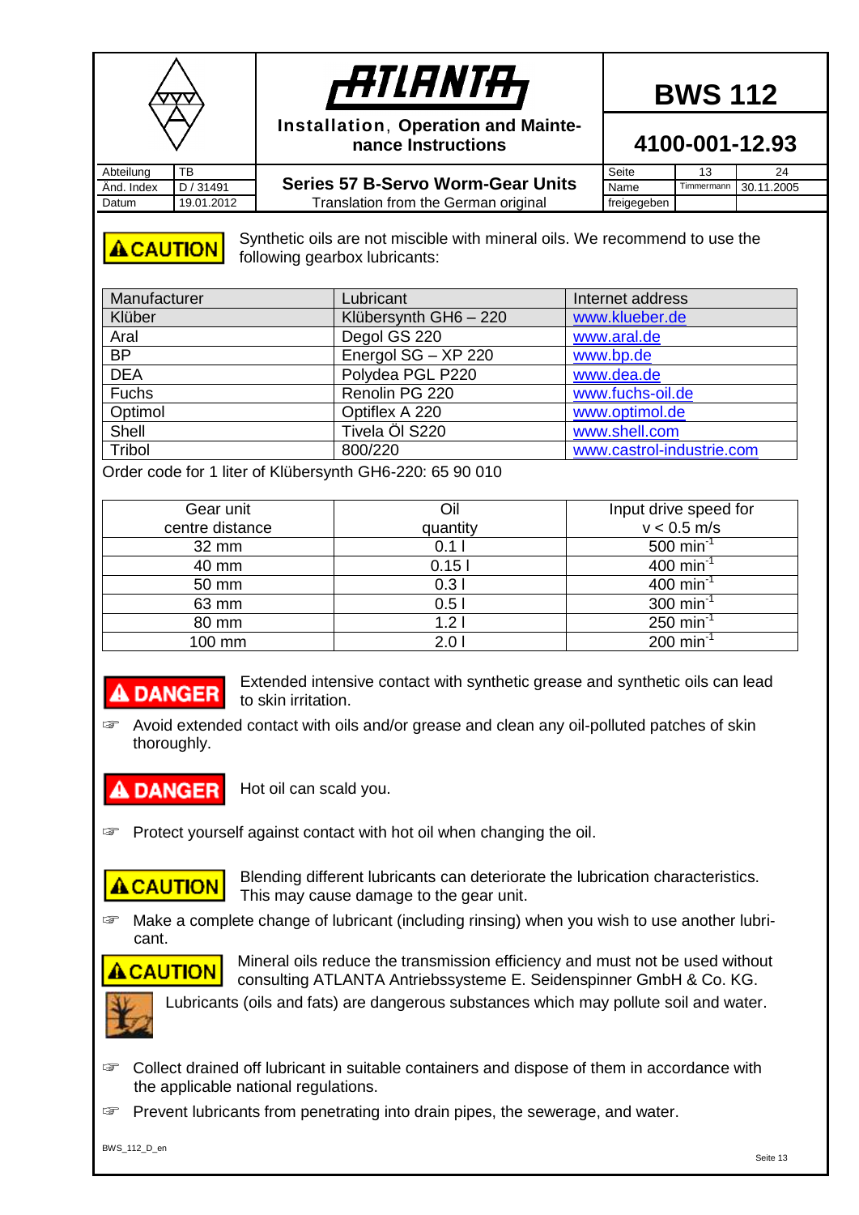**⚠ CAUTION** Synthetic oils are not miscible with mineral oils. We recommend to use the following gearbox lubricants:

| Manufacturer | Lubricant | Internet address |
|---|---|---|
| Klüber | Klübersynth GH6 – 220 | www.klueber.de |
| Aral | Degol GS 220 | www.aral.de |
| BP | Energol SG – XP 220 | www.bp.de |
| DEA | Polydea PGL P220 | www.dea.de |
| Fuchs | Renolin PG 220 | www.fuchs-oil.de |
| Optimol | Optiflex A 220 | www.optimol.de |
| Shell | Tivela Öl S220 | www.shell.com |
| Tribol | 800/220 | www.castrol-industrie.com |

Order code for 1 liter of Klübersynth GH6-220: 65 90 010

| Gear unit centre distance | Oil quantity | Input drive speed for v < 0.5 m/s |
|---|---|---|
| 32 mm | 0.1 l | 500 $min^{-1}$ |
| 40 mm | 0.15 l | 400 $min^{-1}$ |
| 50 mm | 0.3 l | 400 $min^{-1}$ |
| 63 mm | 0.5 l | 300 $min^{-1}$ |
| 80 mm | 1.2 l | 250 $min^{-1}$ |
| 100 mm | 2.0 l | 200 $min^{-1}$ |

**⚠ DANGER** Extended intensive contact with synthetic grease and synthetic oils can lead to skin irritation.

☞ Avoid extended contact with oils and/or grease and clean any oil-polluted patches of skin thoroughly.

**⚠ DANGER** Hot oil can scald you.

☞ Protect yourself against contact with hot oil when changing the oil.

**⚠ CAUTION** Blending different lubricants can deteriorate the lubrication characteristics. This may cause damage to the gear unit.

☞ Make a complete change of lubricant (including rinsing) when you wish to use another lubricant.

**⚠ CAUTION** Mineral oils reduce the transmission efficiency and must not be used without consulting ATLANTA Antriebssysteme E. Seidenspinner GmbH & Co. KG.

Lubricants (oils and fats) are dangerous substances which may pollute soil and water.

☞ Collect drained off lubricant in suitable containers and dispose of them in accordance with the applicable national regulations.

☞ Prevent lubricants from penetrating into drain pipes, the sewerage, and water.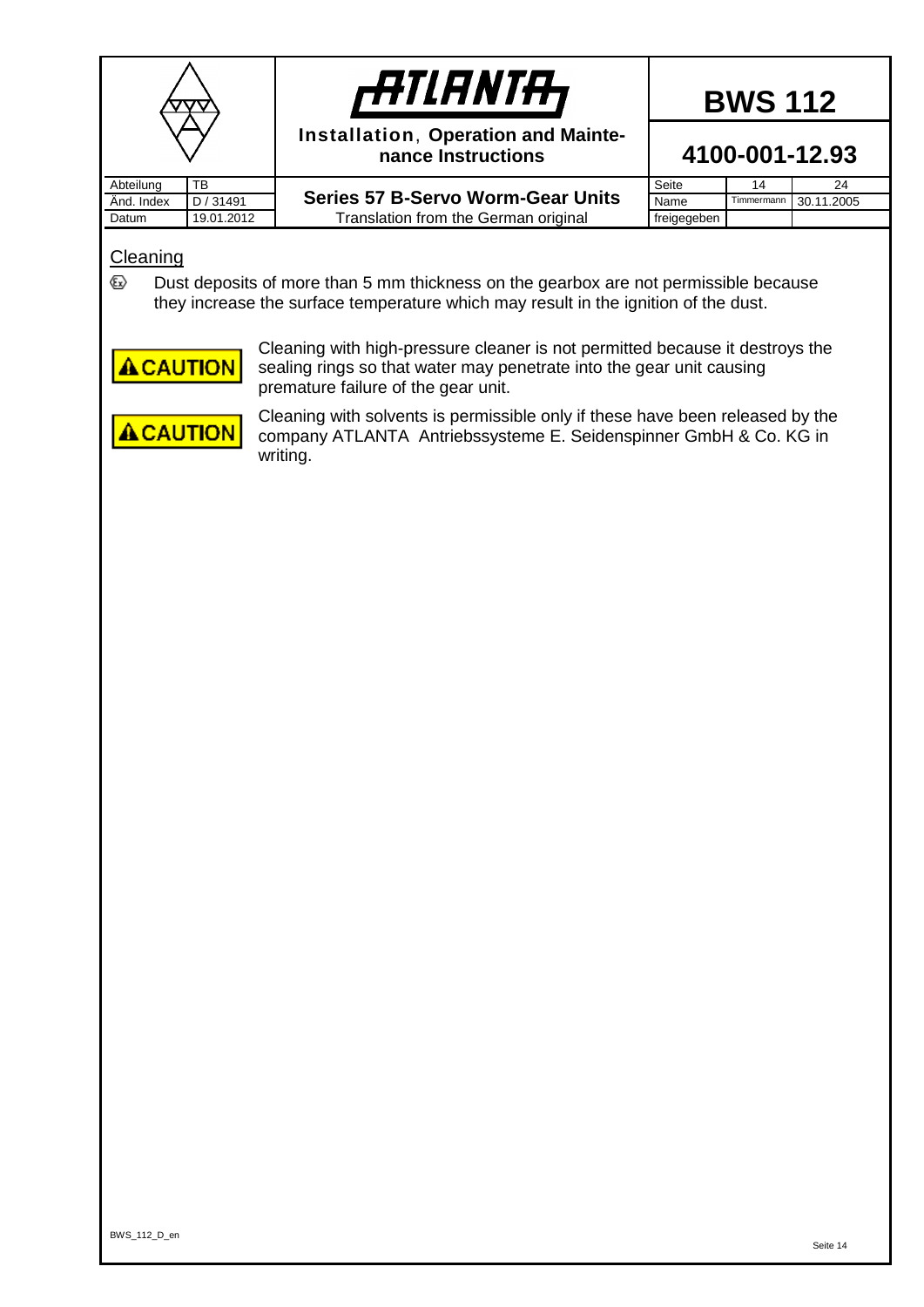## Cleaning

⟨Ex⟩ Dust deposits of more than 5 mm thickness on the gearbox are not permissible because they increase the surface temperature which may result in the ignition of the dust.

**⚠ CAUTION** Cleaning with high-pressure cleaner is not permitted because it destroys the sealing rings so that water may penetrate into the gear unit causing premature failure of the gear unit.

**⚠ CAUTION** Cleaning with solvents is permissible only if these have been released by the company ATLANTA Antriebssysteme E. Seidenspinner GmbH & Co. KG in writing.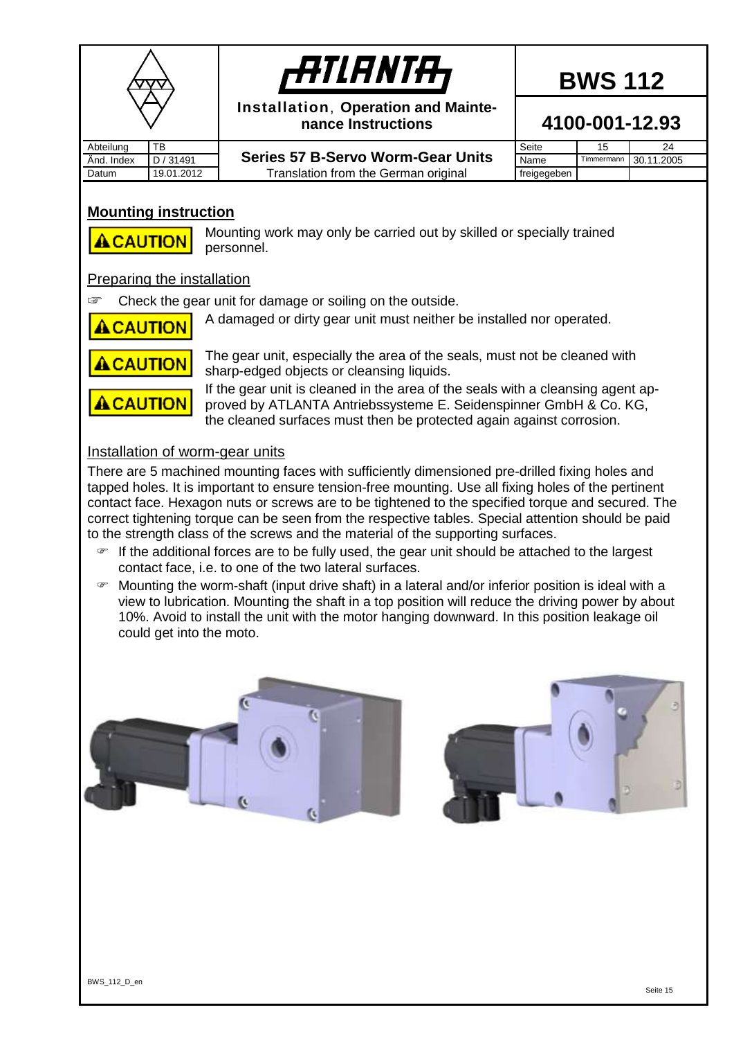## Mounting instruction

**CAUTION** Mounting work may only be carried out by skilled or specially trained personnel.

### Preparing the installation

☞ Check the gear unit for damage or soiling on the outside.

**CAUTION** A damaged or dirty gear unit must neither be installed nor operated.

**CAUTION** The gear unit, especially the area of the seals, must not be cleaned with sharp-edged objects or cleansing liquids.

**CAUTION** If the gear unit is cleaned in the area of the seals with a cleansing agent approved by ATLANTA Antriebssysteme E. Seidenspinner GmbH & Co. KG, the cleaned surfaces must then be protected again against corrosion.

### Installation of worm-gear units

There are 5 machined mounting faces with sufficiently dimensioned pre-drilled fixing holes and tapped holes. It is important to ensure tension-free mounting. Use all fixing holes of the pertinent contact face. Hexagon nuts or screws are to be tightened to the specified torque and secured. The correct tightening torque can be seen from the respective tables. Special attention should be paid to the strength class of the screws and the material of the supporting surfaces.

- ☞ If the additional forces are to be fully used, the gear unit should be attached to the largest contact face, i.e. to one of the two lateral surfaces.
- ☞ Mounting the worm-shaft (input drive shaft) in a lateral and/or inferior position is ideal with a view to lubrication. Mounting the shaft in a top position will reduce the driving power by about 10%. Avoid to install the unit with the motor hanging downward. In this position leakage oil could get into the moto.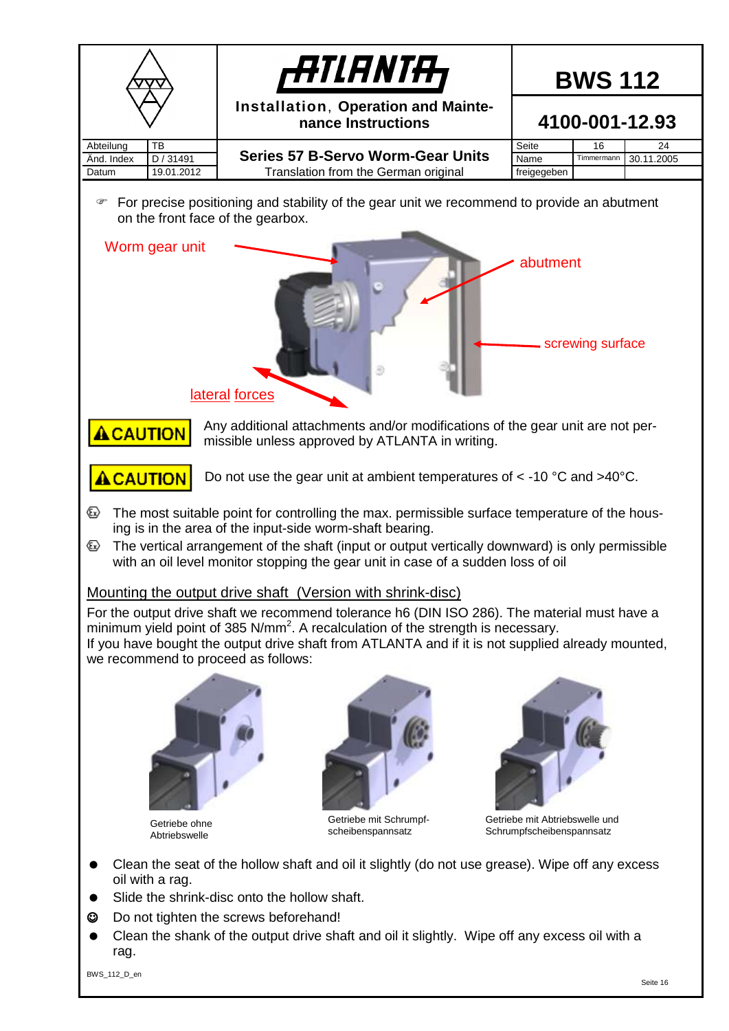For precise positioning and stability of the gear unit we recommend to provide an abutment on the front face of the gearbox.

Worm gear unit

abutment

screwing surface

lateral forces

**CAUTION** Any additional attachments and/or modifications of the gear unit are not permissible unless approved by ATLANTA in writing.

**CAUTION** Do not use the gear unit at ambient temperatures of < -10 °C and >40°C.

- The most suitable point for controlling the max. permissible surface temperature of the housing is in the area of the input-side worm-shaft bearing.
- The vertical arrangement of the shaft (input or output vertically downward) is only permissible with an oil level monitor stopping the gear unit in case of a sudden loss of oil

## Mounting the output drive shaft (Version with shrink-disc)

For the output drive shaft we recommend tolerance h6 (DIN ISO 286). The material must have a minimum yield point of 385 N/mm$^2$. A recalculation of the strength is necessary.
If you have bought the output drive shaft from ATLANTA and if it is not supplied already mounted, we recommend to proceed as follows:

Getriebe ohne Abtriebswelle

Getriebe mit Schrumpfscheibenspannsatz

Getriebe mit Abtriebswelle und Schrumpfscheibenspannsatz

- Clean the seat of the hollow shaft and oil it slightly (do not use grease). Wipe off any excess oil with a rag.
- Slide the shrink-disc onto the hollow shaft.
- Do not tighten the screws beforehand!
- Clean the shank of the output drive shaft and oil it slightly. Wipe off any excess oil with a rag.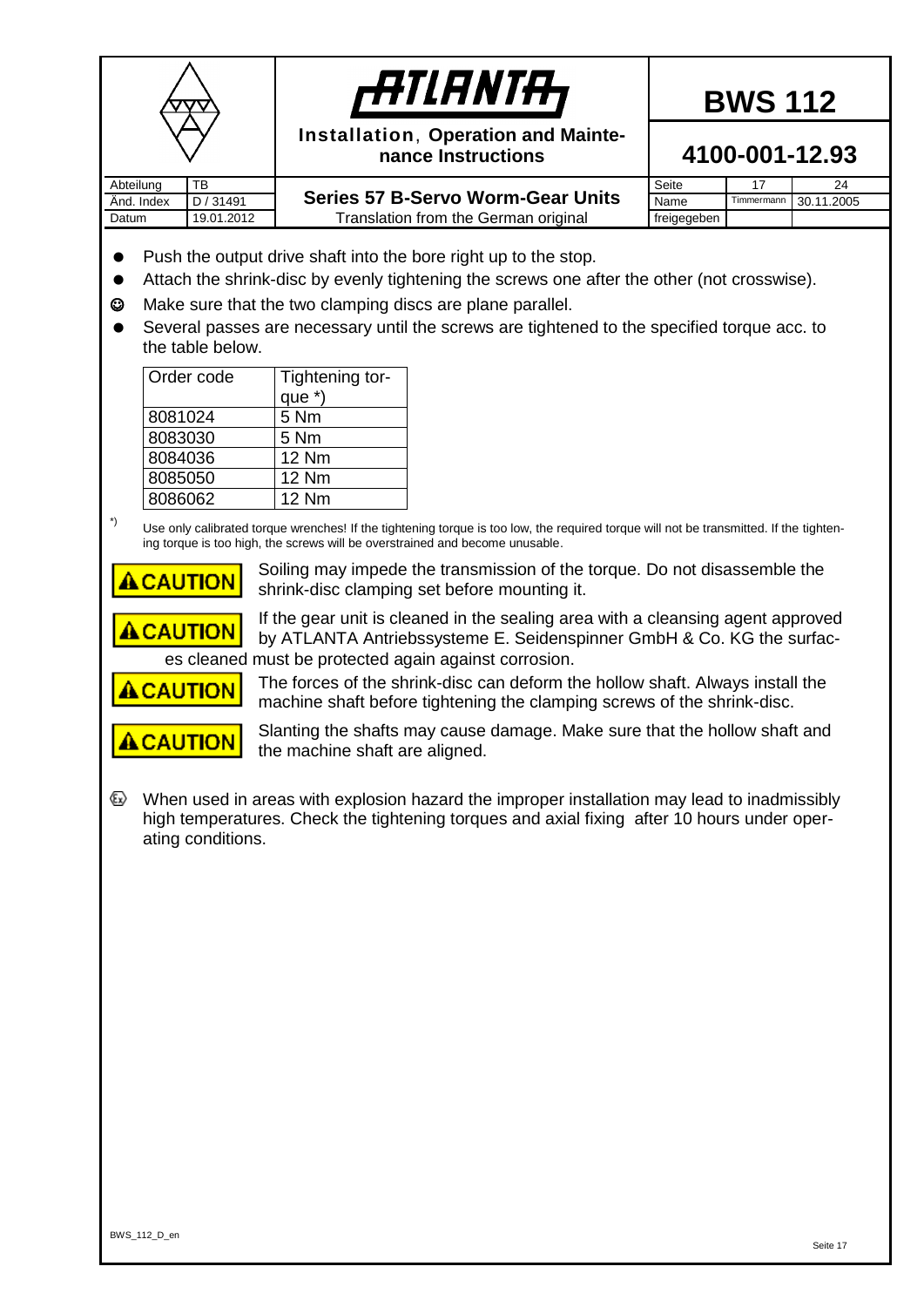- Push the output drive shaft into the bore right up to the stop.
- Attach the shrink-disc by evenly tightening the screws one after the other (not crosswise).
- ☺ Make sure that the two clamping discs are plane parallel.
- Several passes are necessary until the screws are tightened to the specified torque acc. to the table below.

| Order code | Tightening torque *) |
|---|---|
| 8081024 | 5 Nm |
| 8083030 | 5 Nm |
| 8084036 | 12 Nm |
| 8085050 | 12 Nm |
| 8086062 | 12 Nm |

*) Use only calibrated torque wrenches! If the tightening torque is too low, the required torque will not be transmitted. If the tightening torque is too high, the screws will be overstrained and become unusable.

**⚠CAUTION** Soiling may impede the transmission of the torque. Do not disassemble the shrink-disc clamping set before mounting it.

**⚠CAUTION** If the gear unit is cleaned in the sealing area with a cleansing agent approved by ATLANTA Antriebssysteme E. Seidenspinner GmbH & Co. KG the surfaces cleaned must be protected again against corrosion.

**⚠CAUTION** The forces of the shrink-disc can deform the hollow shaft. Always install the machine shaft before tightening the clamping screws of the shrink-disc.

**⚠CAUTION** Slanting the shafts may cause damage. Make sure that the hollow shaft and the machine shaft are aligned.

Ex When used in areas with explosion hazard the improper installation may lead to inadmissibly high temperatures. Check the tightening torques and axial fixing after 10 hours under operating conditions.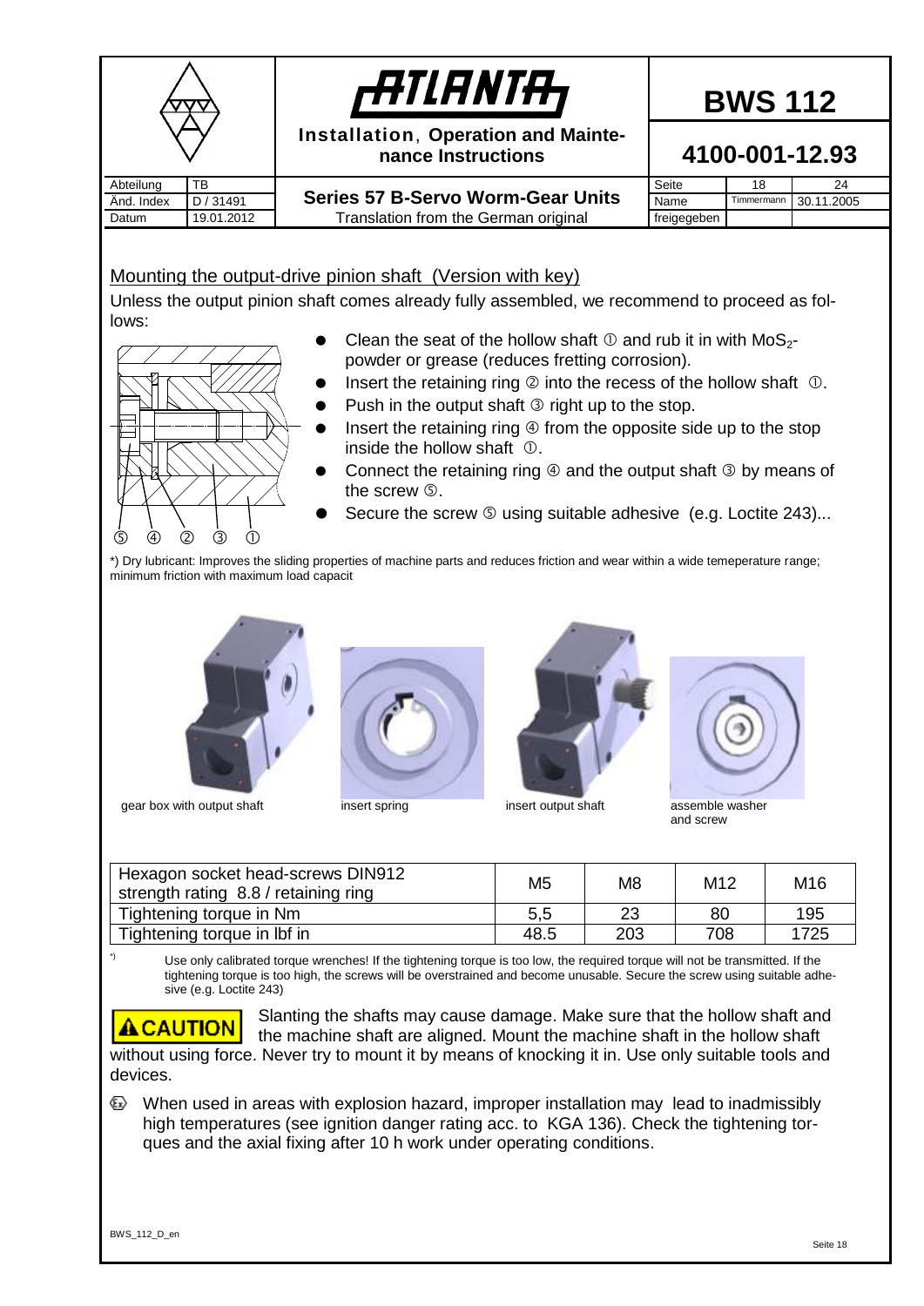## Mounting the output-drive pinion shaft (Version with key)

Unless the output pinion shaft comes already fully assembled, we recommend to proceed as follows:

⑤ ④ ② ③ ①

- Clean the seat of the hollow shaft ① and rub it in with $MoS_2$-powder or grease (reduces fretting corrosion).
- Insert the retaining ring ② into the recess of the hollow shaft ①.
- Push in the output shaft ③ right up to the stop.
- Insert the retaining ring ④ from the opposite side up to the stop inside the hollow shaft ①.
- Connect the retaining ring ④ and the output shaft ③ by means of the screw ⑤.
- Secure the screw ⑤ using suitable adhesive (e.g. Loctite 243)...

*) Dry lubricant: Improves the sliding properties of machine parts and reduces friction and wear within a wide temeperature range; minimum friction with maximum load capacit

gear box with output shaft

insert spring

insert output shaft

assemble washer and screw

| Hexagon socket head-screws DIN912 strength rating 8.8 / retaining ring | M5 | M8 | M12 | M16 |
|---|---|---|---|---|
| Tightening torque in Nm | 5,5 | 23 | 80 | 195 |
| Tightening torque in lbf in | 48.5 | 203 | 708 | 1725 |

*) Use only calibrated torque wrenches! If the tightening torque is too low, the required torque will not be transmitted. If the tightening torque is too high, the screws will be overstrained and become unusable. Secure the screw using suitable adhesive (e.g. Loctite 243)

**⚠ CAUTION** Slanting the shafts may cause damage. Make sure that the hollow shaft and the machine shaft are aligned. Mount the machine shaft in the hollow shaft without using force. Never try to mount it by means of knocking it in. Use only suitable tools and devices.

Ⓔx When used in areas with explosion hazard, improper installation may lead to inadmissibly high temperatures (see ignition danger rating acc. to KGA 136). Check the tightening torques and the axial fixing after 10 h work under operating conditions.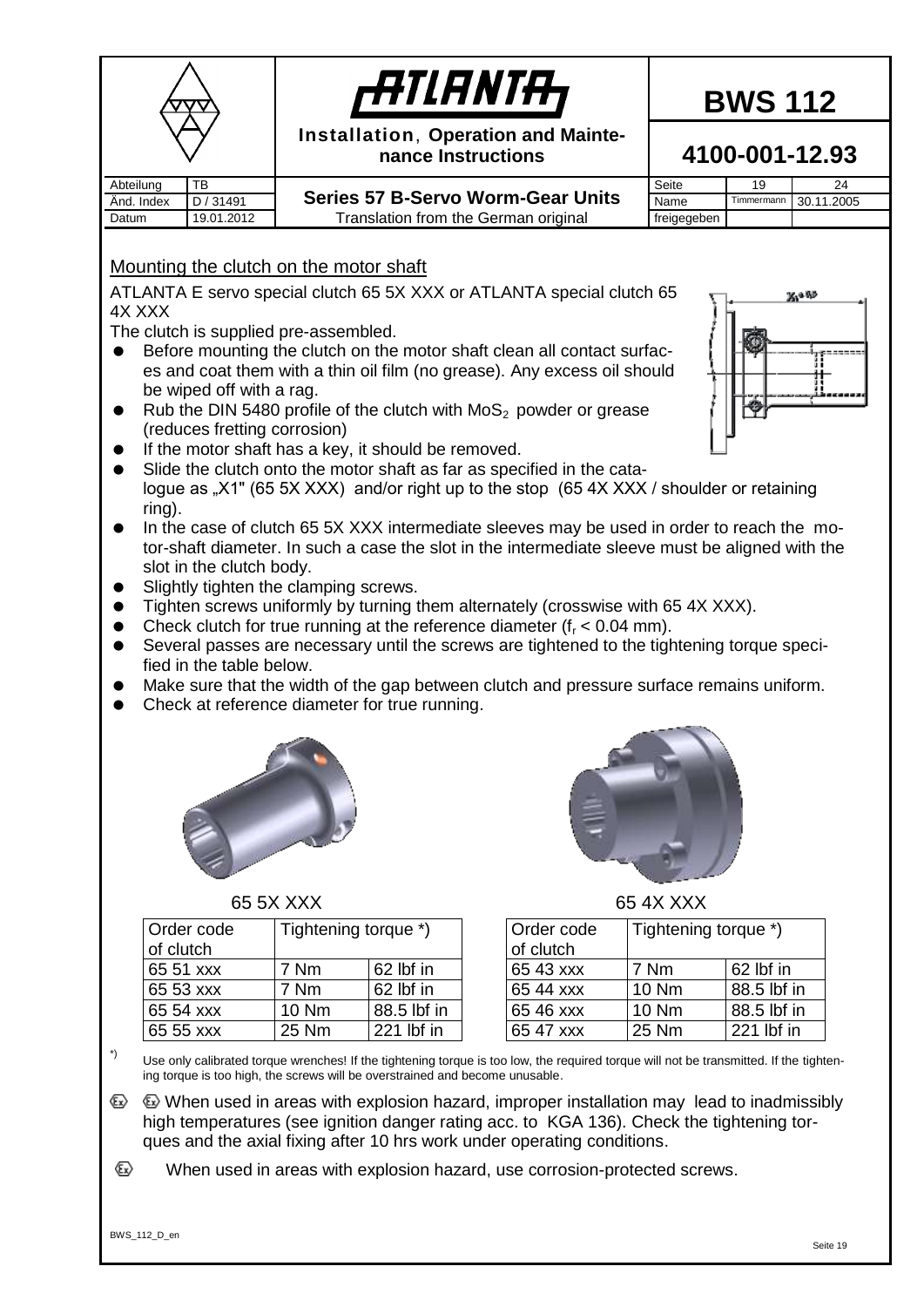## Mounting the clutch on the motor shaft

ATLANTA E servo special clutch 65 5X XXX or ATLANTA special clutch 65 4X XXX

The clutch is supplied pre-assembled.

- Before mounting the clutch on the motor shaft clean all contact surfaces and coat them with a thin oil film (no grease). Any excess oil should be wiped off with a rag.
- Rub the DIN 5480 profile of the clutch with $MoS_2$ powder or grease (reduces fretting corrosion)
- If the motor shaft has a key, it should be removed.
- Slide the clutch onto the motor shaft as far as specified in the catalogue as „X1" (65 5X XXX) and/or right up to the stop (65 4X XXX / shoulder or retaining ring).
- In the case of clutch 65 5X XXX intermediate sleeves may be used in order to reach the motor-shaft diameter. In such a case the slot in the intermediate sleeve must be aligned with the slot in the clutch body.
- Slightly tighten the clamping screws.
- Tighten screws uniformly by turning them alternately (crosswise with 65 4X XXX).
- Check clutch for true running at the reference diameter ($f_r$ < 0.04 mm).
- Several passes are necessary until the screws are tightened to the tightening torque specified in the table below.
- Make sure that the width of the gap between clutch and pressure surface remains uniform.
- Check at reference diameter for true running.

65 5X XXX

| Order code of clutch | Tightening torque *) | |
|---|---|---|
| 65 51 xxx | 7 Nm | 62 lbf in |
| 65 53 xxx | 7 Nm | 62 lbf in |
| 65 54 xxx | 10 Nm | 88.5 lbf in |
| 65 55 xxx | 25 Nm | 221 lbf in |

65 4X XXX

| Order code of clutch | Tightening torque *) | |
|---|---|---|
| 65 43 xxx | 7 Nm | 62 lbf in |
| 65 44 xxx | 10 Nm | 88.5 lbf in |
| 65 46 xxx | 10 Nm | 88.5 lbf in |
| 65 47 xxx | 25 Nm | 221 lbf in |

*) Use only calibrated torque wrenches! If the tightening torque is too low, the required torque will not be transmitted. If the tightening torque is too high, the screws will be overstrained and become unusable.

⟨Ex⟩ ⟨Ex⟩ When used in areas with explosion hazard, improper installation may lead to inadmissibly high temperatures (see ignition danger rating acc. to KGA 136). Check the tightening torques and the axial fixing after 10 hrs work under operating conditions.

⟨Ex⟩ When used in areas with explosion hazard, use corrosion-protected screws.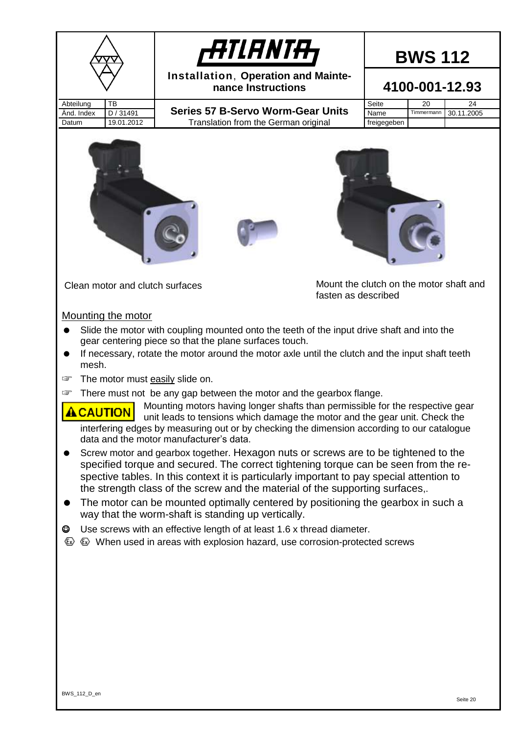Clean motor and clutch surfaces

Mount the clutch on the motor shaft and fasten as described

## Mounting the motor

- Slide the motor with coupling mounted onto the teeth of the input drive shaft and into the gear centering piece so that the plane surfaces touch.
- If necessary, rotate the motor around the motor axle until the clutch and the input shaft teeth mesh.

☞ The motor must easily slide on.

☞ There must not be any gap between the motor and the gearbox flange.

**⚠ CAUTION** Mounting motors having longer shafts than permissible for the respective gear unit leads to tensions which damage the motor and the gear unit. Check the interfering edges by measuring out or by checking the dimension according to our catalogue data and the motor manufacturer's data.

- Screw motor and gearbox together. Hexagon nuts or screws are to be tightened to the specified torque and secured. The correct tightening torque can be seen from the respective tables. In this context it is particularly important to pay special attention to the strength class of the screw and the material of the supporting surfaces,.
- The motor can be mounted optimally centered by positioning the gearbox in such a way that the worm-shaft is standing up vertically.

☺ Use screws with an effective length of at least 1.6 x thread diameter.

Ex Ex When used in areas with explosion hazard, use corrosion-protected screws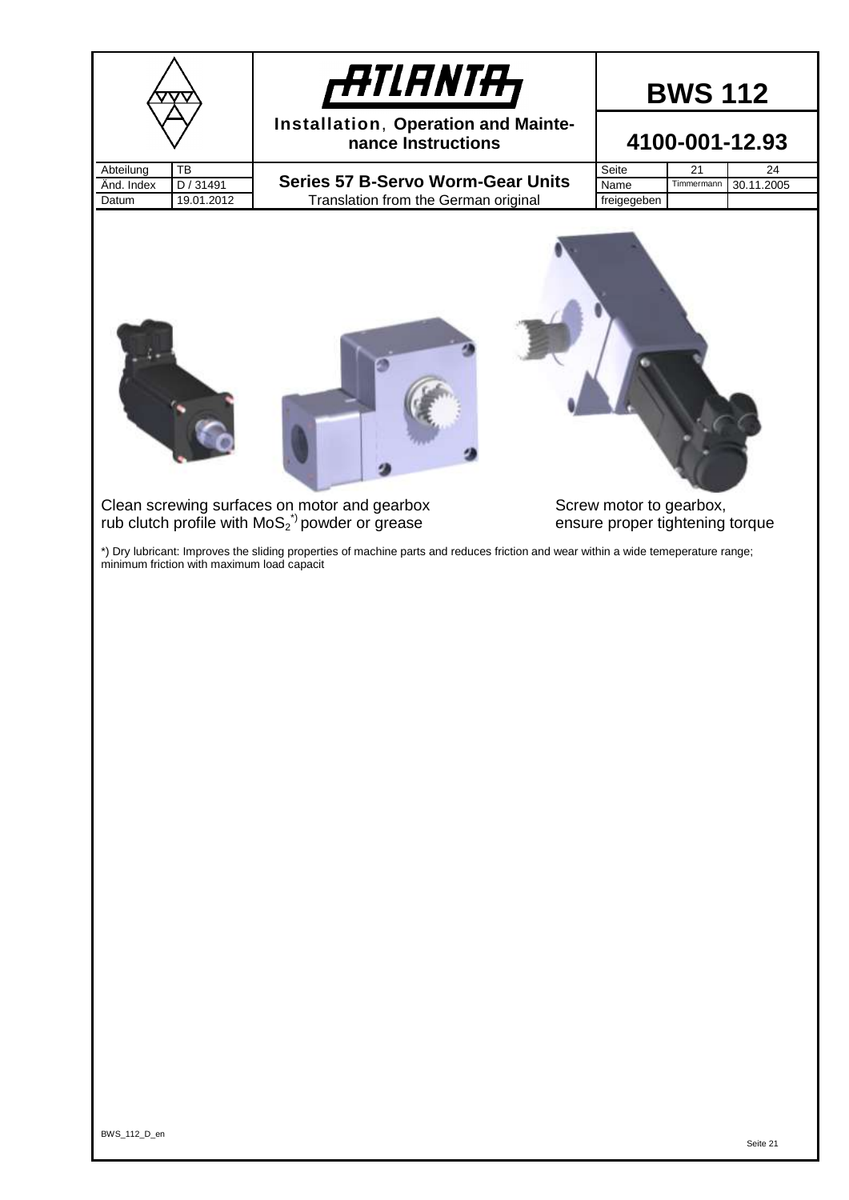Clean screwing surfaces on motor and gearbox
rub clutch profile with $MoS_2$ *) powder or grease

Screw motor to gearbox,
ensure proper tightening torque

*) Dry lubricant: Improves the sliding properties of machine parts and reduces friction and wear within a wide temeperature range; minimum friction with maximum load capacit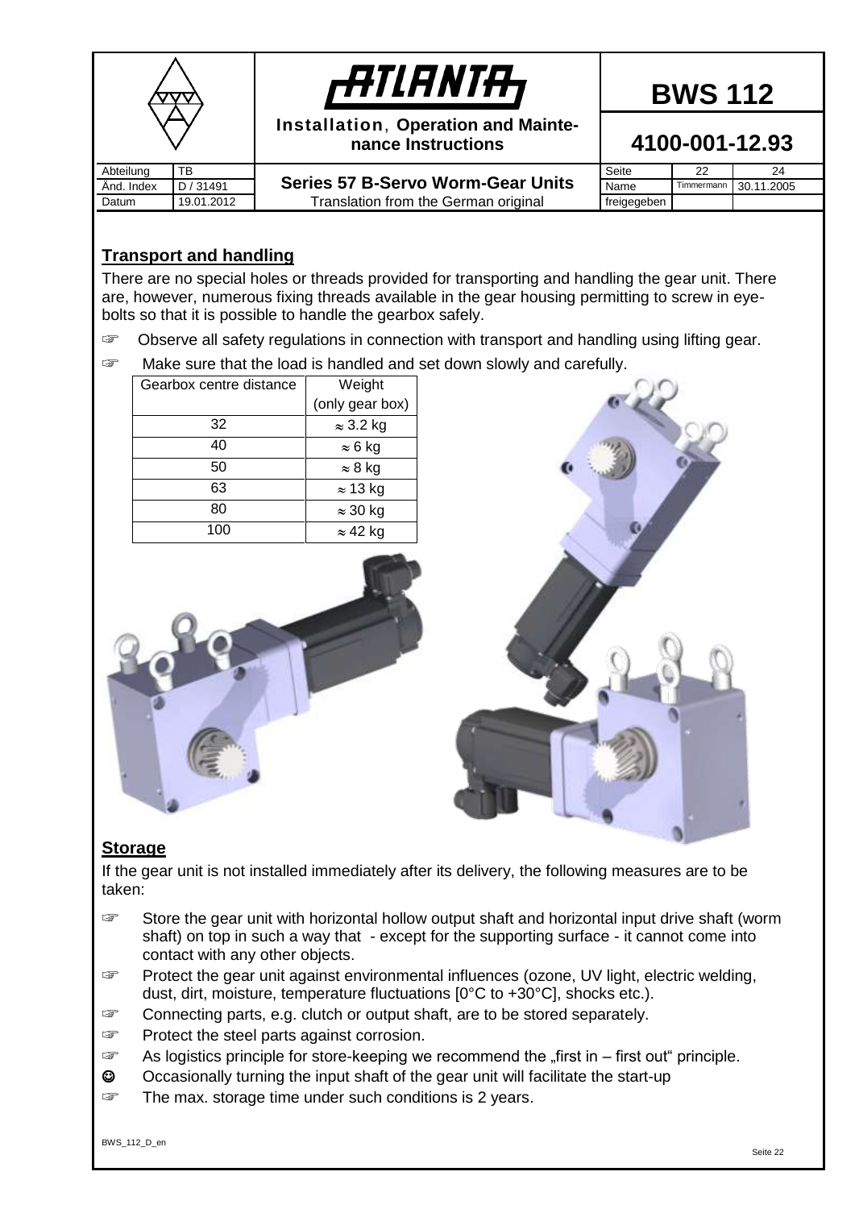## Transport and handling

There are no special holes or threads provided for transporting and handling the gear unit. There are, however, numerous fixing threads available in the gear housing permitting to screw in eye-bolts so that it is possible to handle the gearbox safely.

☞ Observe all safety regulations in connection with transport and handling using lifting gear.

☞ Make sure that the load is handled and set down slowly and carefully.

| Gearbox centre distance | Weight (only gear box) |
|---|---|
| 32 | ≈ 3.2 kg |
| 40 | ≈ 6 kg |
| 50 | ≈ 8 kg |
| 63 | ≈ 13 kg |
| 80 | ≈ 30 kg |
| 100 | ≈ 42 kg |

## Storage

If the gear unit is not installed immediately after its delivery, the following measures are to be taken:

☞ Store the gear unit with horizontal hollow output shaft and horizontal input drive shaft (worm shaft) on top in such a way that - except for the supporting surface - it cannot come into contact with any other objects.

☞ Protect the gear unit against environmental influences (ozone, UV light, electric welding, dust, dirt, moisture, temperature fluctuations [0°C to +30°C], shocks etc.).

☞ Connecting parts, e.g. clutch or output shaft, are to be stored separately.

☞ Protect the steel parts against corrosion.

☞ As logistics principle for store-keeping we recommend the „first in – first out" principle.

☺ Occasionally turning the input shaft of the gear unit will facilitate the start-up

☞ The max. storage time under such conditions is 2 years.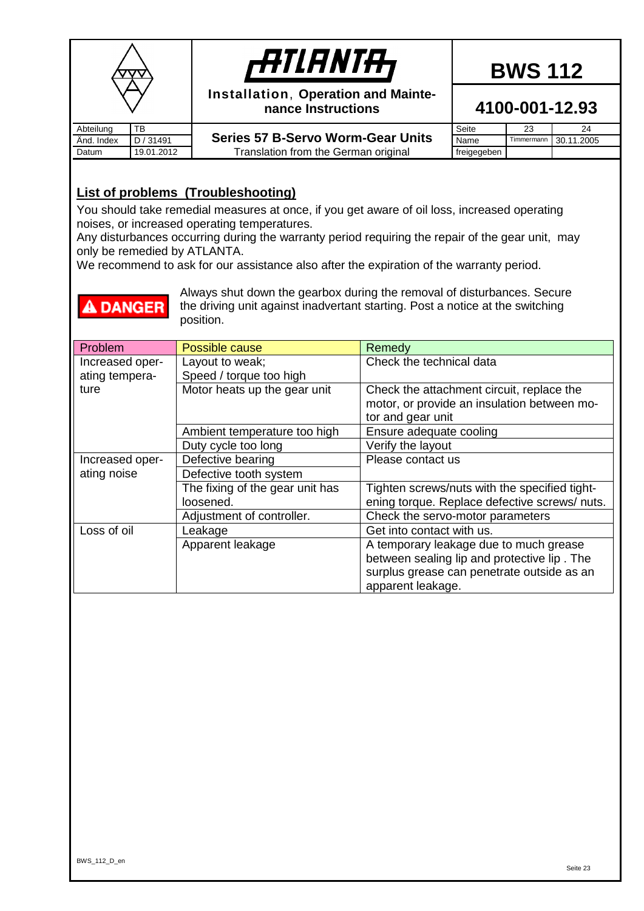## List of problems (Troubleshooting)

You should take remedial measures at once, if you get aware of oil loss, increased operating noises, or increased operating temperatures.
Any disturbances occurring during the warranty period requiring the repair of the gear unit, may only be remedied by ATLANTA.
We recommend to ask for our assistance also after the expiration of the warranty period.

**DANGER**

Always shut down the gearbox during the removal of disturbances. Secure the driving unit against inadvertant starting. Post a notice at the switching position.

| Problem | Possible cause | Remedy |
|---|---|---|
| Increased operating temperature | Layout to weak; Speed / torque too high | Check the technical data |
| | Motor heats up the gear unit | Check the attachment circuit, replace the motor, or provide an insulation between motor and gear unit |
| | Ambient temperature too high | Ensure adequate cooling |
| | Duty cycle too long | Verify the layout |
| Increased operating noise | Defective bearing | Please contact us |
| | Defective tooth system | |
| | The fixing of the gear unit has loosened. | Tighten screws/nuts with the specified tightening torque. Replace defective screws/ nuts. |
| | Adjustment of controller. | Check the servo-motor parameters |
| Loss of oil | Leakage | Get into contact with us. |
| | Apparent leakage | A temporary leakage due to much grease between sealing lip and protective lip . The surplus grease can penetrate outside as an apparent leakage. |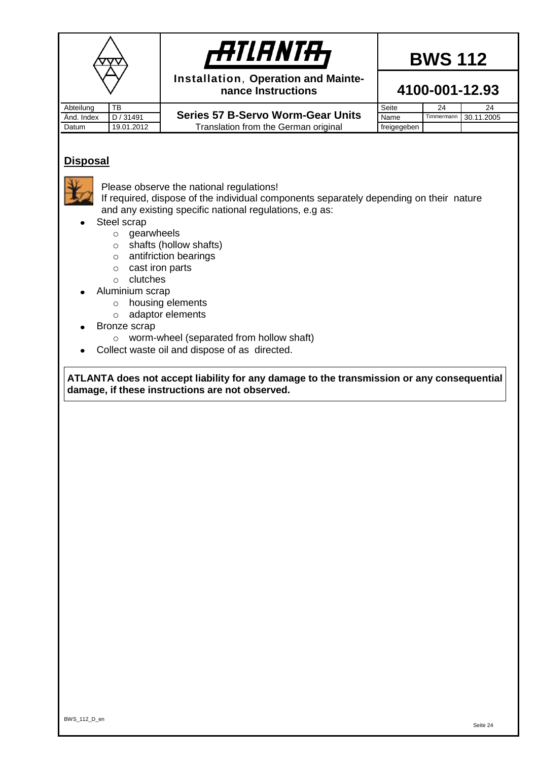## Disposal

Please observe the national regulations!
If required, dispose of the individual components separately depending on their nature and any existing specific national regulations, e.g as:

- Steel scrap
  - gearwheels
  - shafts (hollow shafts)
  - antifriction bearings
  - cast iron parts
  - clutches
- Aluminium scrap
  - housing elements
  - adaptor elements
- Bronze scrap
  - worm-wheel (separated from hollow shaft)
- Collect waste oil and dispose of as directed.

**ATLANTA does not accept liability for any damage to the transmission or any consequential damage, if these instructions are not observed.**